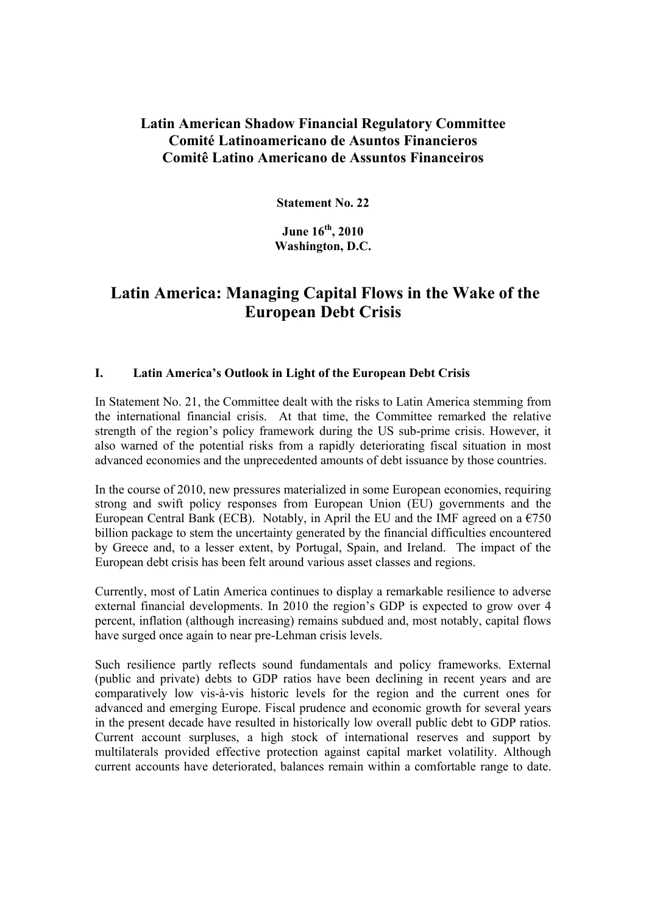**Latin American Shadow Financial Regulatory Committee**
**Comité Latinoamericano de Asuntos Financieros**
**Comitê Latino Americano de Assuntos Financeiros**

**Statement No. 22**

**June 16th, 2010**
**Washington, D.C.**

# Latin America: Managing Capital Flows in the Wake of the European Debt Crisis

## I. Latin America's Outlook in Light of the European Debt Crisis

In Statement No. 21, the Committee dealt with the risks to Latin America stemming from the international financial crisis. At that time, the Committee remarked the relative strength of the region's policy framework during the US sub-prime crisis. However, it also warned of the potential risks from a rapidly deteriorating fiscal situation in most advanced economies and the unprecedented amounts of debt issuance by those countries.

In the course of 2010, new pressures materialized in some European economies, requiring strong and swift policy responses from European Union (EU) governments and the European Central Bank (ECB). Notably, in April the EU and the IMF agreed on a €750 billion package to stem the uncertainty generated by the financial difficulties encountered by Greece and, to a lesser extent, by Portugal, Spain, and Ireland. The impact of the European debt crisis has been felt around various asset classes and regions.

Currently, most of Latin America continues to display a remarkable resilience to adverse external financial developments. In 2010 the region's GDP is expected to grow over 4 percent, inflation (although increasing) remains subdued and, most notably, capital flows have surged once again to near pre-Lehman crisis levels.

Such resilience partly reflects sound fundamentals and policy frameworks. External (public and private) debts to GDP ratios have been declining in recent years and are comparatively low vis-à-vis historic levels for the region and the current ones for advanced and emerging Europe. Fiscal prudence and economic growth for several years in the present decade have resulted in historically low overall public debt to GDP ratios. Current account surpluses, a high stock of international reserves and support by multilaterals provided effective protection against capital market volatility. Although current accounts have deteriorated, balances remain within a comfortable range to date.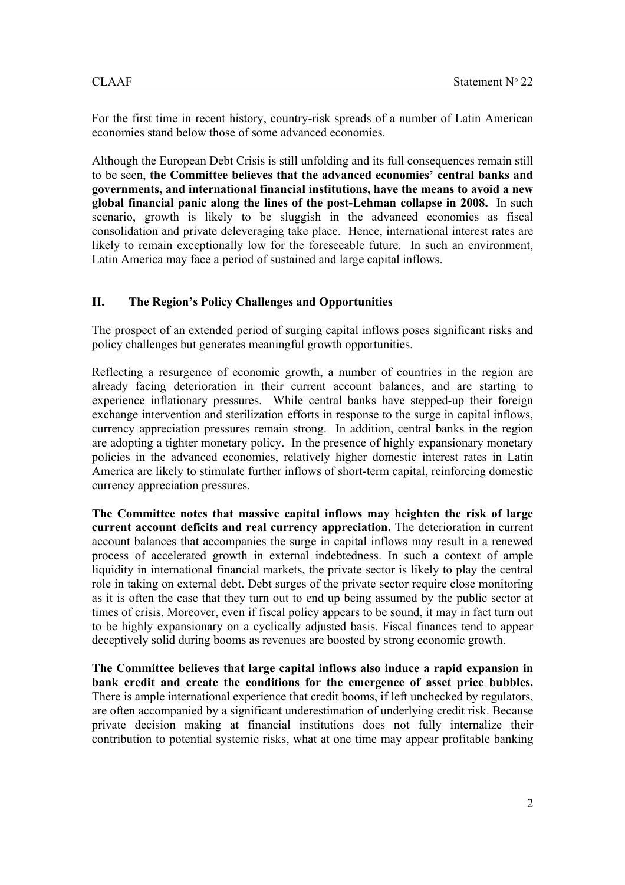For the first time in recent history, country-risk spreads of a number of Latin American economies stand below those of some advanced economies.

Although the European Debt Crisis is still unfolding and its full consequences remain still to be seen, **the Committee believes that the advanced economies' central banks and governments, and international financial institutions, have the means to avoid a new global financial panic along the lines of the post-Lehman collapse in 2008.** In such scenario, growth is likely to be sluggish in the advanced economies as fiscal consolidation and private deleveraging take place. Hence, international interest rates are likely to remain exceptionally low for the foreseeable future. In such an environment, Latin America may face a period of sustained and large capital inflows.

## II. The Region's Policy Challenges and Opportunities

The prospect of an extended period of surging capital inflows poses significant risks and policy challenges but generates meaningful growth opportunities.

Reflecting a resurgence of economic growth, a number of countries in the region are already facing deterioration in their current account balances, and are starting to experience inflationary pressures. While central banks have stepped-up their foreign exchange intervention and sterilization efforts in response to the surge in capital inflows, currency appreciation pressures remain strong. In addition, central banks in the region are adopting a tighter monetary policy. In the presence of highly expansionary monetary policies in the advanced economies, relatively higher domestic interest rates in Latin America are likely to stimulate further inflows of short-term capital, reinforcing domestic currency appreciation pressures.

**The Committee notes that massive capital inflows may heighten the risk of large current account deficits and real currency appreciation.** The deterioration in current account balances that accompanies the surge in capital inflows may result in a renewed process of accelerated growth in external indebtedness. In such a context of ample liquidity in international financial markets, the private sector is likely to play the central role in taking on external debt. Debt surges of the private sector require close monitoring as it is often the case that they turn out to end up being assumed by the public sector at times of crisis. Moreover, even if fiscal policy appears to be sound, it may in fact turn out to be highly expansionary on a cyclically adjusted basis. Fiscal finances tend to appear deceptively solid during booms as revenues are boosted by strong economic growth.

**The Committee believes that large capital inflows also induce a rapid expansion in bank credit and create the conditions for the emergence of asset price bubbles.** There is ample international experience that credit booms, if left unchecked by regulators, are often accompanied by a significant underestimation of underlying credit risk. Because private decision making at financial institutions does not fully internalize their contribution to potential systemic risks, what at one time may appear profitable banking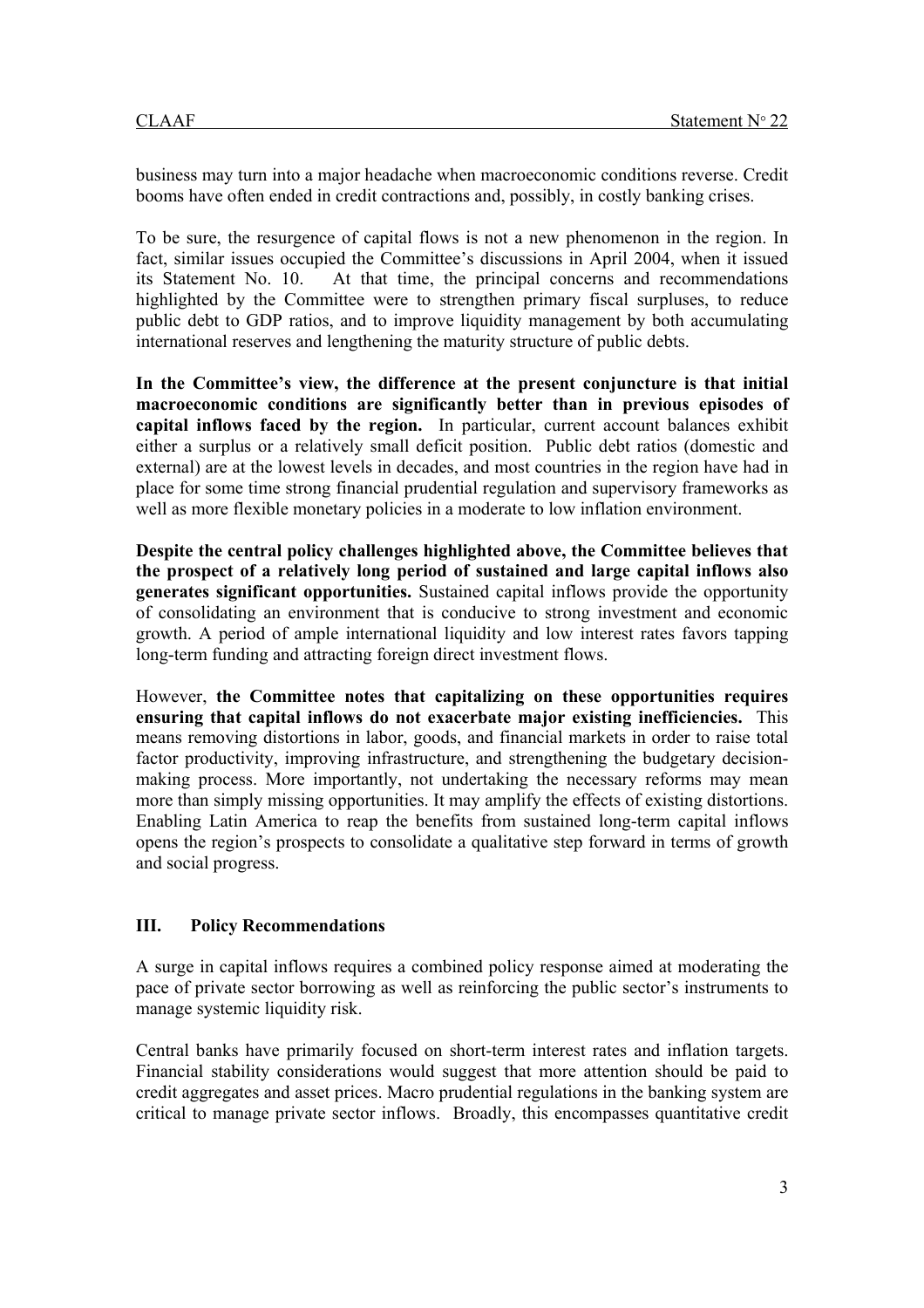business may turn into a major headache when macroeconomic conditions reverse. Credit booms have often ended in credit contractions and, possibly, in costly banking crises.

To be sure, the resurgence of capital flows is not a new phenomenon in the region. In fact, similar issues occupied the Committee's discussions in April 2004, when it issued its Statement No. 10. At that time, the principal concerns and recommendations highlighted by the Committee were to strengthen primary fiscal surpluses, to reduce public debt to GDP ratios, and to improve liquidity management by both accumulating international reserves and lengthening the maturity structure of public debts.

**In the Committee's view, the difference at the present conjuncture is that initial macroeconomic conditions are significantly better than in previous episodes of capital inflows faced by the region.** In particular, current account balances exhibit either a surplus or a relatively small deficit position. Public debt ratios (domestic and external) are at the lowest levels in decades, and most countries in the region have had in place for some time strong financial prudential regulation and supervisory frameworks as well as more flexible monetary policies in a moderate to low inflation environment.

**Despite the central policy challenges highlighted above, the Committee believes that the prospect of a relatively long period of sustained and large capital inflows also generates significant opportunities.** Sustained capital inflows provide the opportunity of consolidating an environment that is conducive to strong investment and economic growth. A period of ample international liquidity and low interest rates favors tapping long-term funding and attracting foreign direct investment flows.

However, **the Committee notes that capitalizing on these opportunities requires ensuring that capital inflows do not exacerbate major existing inefficiencies.** This means removing distortions in labor, goods, and financial markets in order to raise total factor productivity, improving infrastructure, and strengthening the budgetary decision-making process. More importantly, not undertaking the necessary reforms may mean more than simply missing opportunities. It may amplify the effects of existing distortions. Enabling Latin America to reap the benefits from sustained long-term capital inflows opens the region's prospects to consolidate a qualitative step forward in terms of growth and social progress.

## III. Policy Recommendations

A surge in capital inflows requires a combined policy response aimed at moderating the pace of private sector borrowing as well as reinforcing the public sector's instruments to manage systemic liquidity risk.

Central banks have primarily focused on short-term interest rates and inflation targets. Financial stability considerations would suggest that more attention should be paid to credit aggregates and asset prices. Macro prudential regulations in the banking system are critical to manage private sector inflows. Broadly, this encompasses quantitative credit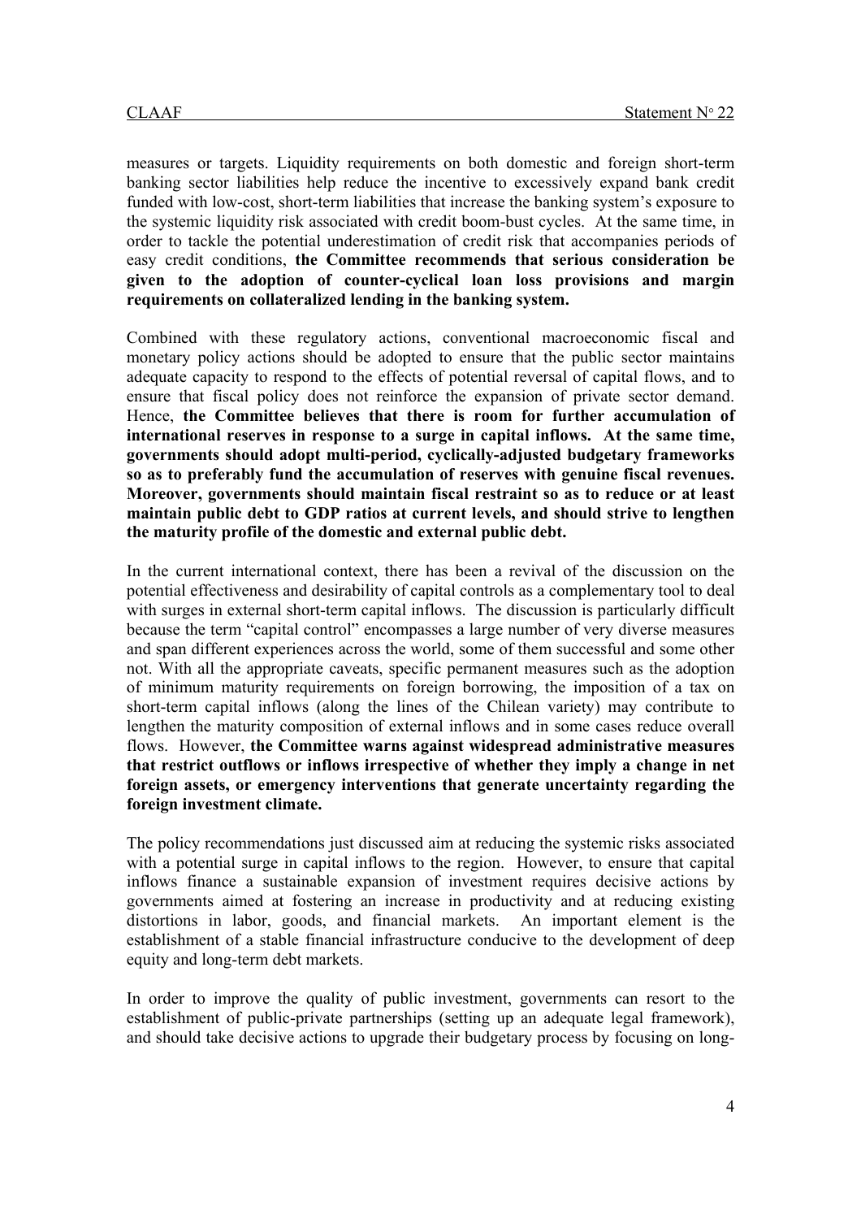measures or targets. Liquidity requirements on both domestic and foreign short-term banking sector liabilities help reduce the incentive to excessively expand bank credit funded with low-cost, short-term liabilities that increase the banking system's exposure to the systemic liquidity risk associated with credit boom-bust cycles. At the same time, in order to tackle the potential underestimation of credit risk that accompanies periods of easy credit conditions, **the Committee recommends that serious consideration be given to the adoption of counter-cyclical loan loss provisions and margin requirements on collateralized lending in the banking system.**

Combined with these regulatory actions, conventional macroeconomic fiscal and monetary policy actions should be adopted to ensure that the public sector maintains adequate capacity to respond to the effects of potential reversal of capital flows, and to ensure that fiscal policy does not reinforce the expansion of private sector demand. Hence, **the Committee believes that there is room for further accumulation of international reserves in response to a surge in capital inflows. At the same time, governments should adopt multi-period, cyclically-adjusted budgetary frameworks so as to preferably fund the accumulation of reserves with genuine fiscal revenues. Moreover, governments should maintain fiscal restraint so as to reduce or at least maintain public debt to GDP ratios at current levels, and should strive to lengthen the maturity profile of the domestic and external public debt.**

In the current international context, there has been a revival of the discussion on the potential effectiveness and desirability of capital controls as a complementary tool to deal with surges in external short-term capital inflows. The discussion is particularly difficult because the term "capital control" encompasses a large number of very diverse measures and span different experiences across the world, some of them successful and some other not. With all the appropriate caveats, specific permanent measures such as the adoption of minimum maturity requirements on foreign borrowing, the imposition of a tax on short-term capital inflows (along the lines of the Chilean variety) may contribute to lengthen the maturity composition of external inflows and in some cases reduce overall flows. However, **the Committee warns against widespread administrative measures that restrict outflows or inflows irrespective of whether they imply a change in net foreign assets, or emergency interventions that generate uncertainty regarding the foreign investment climate.**

The policy recommendations just discussed aim at reducing the systemic risks associated with a potential surge in capital inflows to the region. However, to ensure that capital inflows finance a sustainable expansion of investment requires decisive actions by governments aimed at fostering an increase in productivity and at reducing existing distortions in labor, goods, and financial markets. An important element is the establishment of a stable financial infrastructure conducive to the development of deep equity and long-term debt markets.

In order to improve the quality of public investment, governments can resort to the establishment of public-private partnerships (setting up an adequate legal framework), and should take decisive actions to upgrade their budgetary process by focusing on long-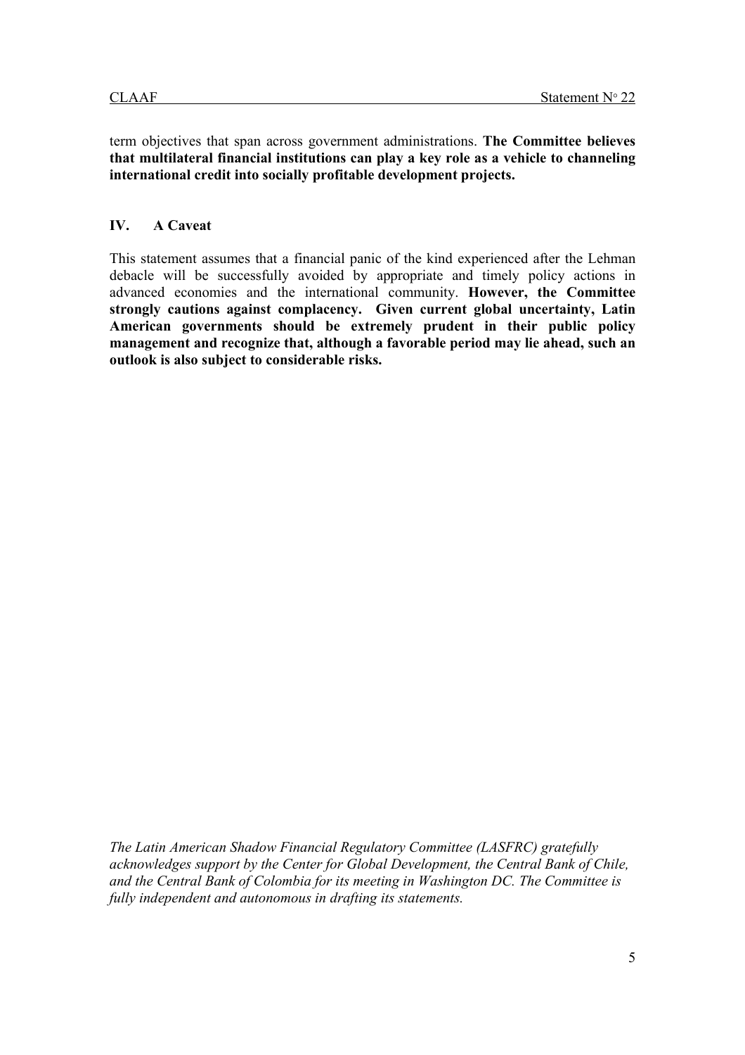term objectives that span across government administrations. **The Committee believes that multilateral financial institutions can play a key role as a vehicle to channeling international credit into socially profitable development projects.**

## IV. A Caveat

This statement assumes that a financial panic of the kind experienced after the Lehman debacle will be successfully avoided by appropriate and timely policy actions in advanced economies and the international community. **However, the Committee strongly cautions against complacency. Given current global uncertainty, Latin American governments should be extremely prudent in their public policy management and recognize that, although a favorable period may lie ahead, such an outlook is also subject to considerable risks.**

*The Latin American Shadow Financial Regulatory Committee (LASFRC) gratefully acknowledges support by the Center for Global Development, the Central Bank of Chile, and the Central Bank of Colombia for its meeting in Washington DC. The Committee is fully independent and autonomous in drafting its statements.*